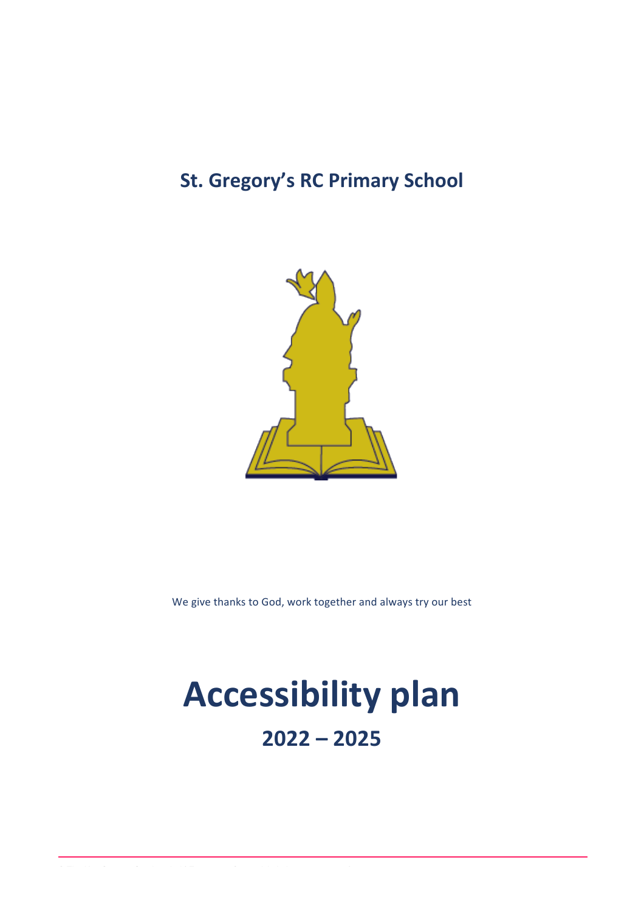**St. Gregory's RC Primary School**

We give thanks to God, work together and always try our best

# Accessibility plan

## 2022 – 2025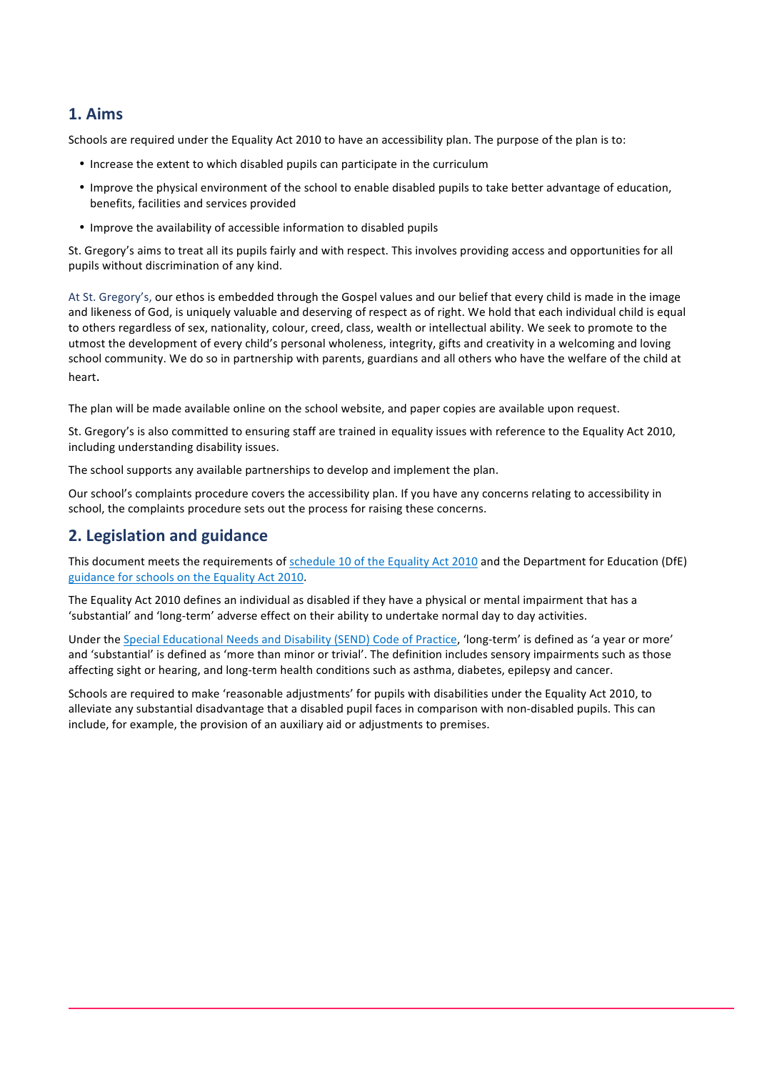## 1. Aims

Schools are required under the Equality Act 2010 to have an accessibility plan. The purpose of the plan is to:

- Increase the extent to which disabled pupils can participate in the curriculum
- Improve the physical environment of the school to enable disabled pupils to take better advantage of education, benefits, facilities and services provided
- Improve the availability of accessible information to disabled pupils

St. Gregory's aims to treat all its pupils fairly and with respect. This involves providing access and opportunities for all pupils without discrimination of any kind.

At St. Gregory's, our ethos is embedded through the Gospel values and our belief that every child is made in the image and likeness of God, is uniquely valuable and deserving of respect as of right. We hold that each individual child is equal to others regardless of sex, nationality, colour, creed, class, wealth or intellectual ability. We seek to promote to the utmost the development of every child's personal wholeness, integrity, gifts and creativity in a welcoming and loving school community. We do so in partnership with parents, guardians and all others who have the welfare of the child at heart.

The plan will be made available online on the school website, and paper copies are available upon request.

St. Gregory's is also committed to ensuring staff are trained in equality issues with reference to the Equality Act 2010, including understanding disability issues.

The school supports any available partnerships to develop and implement the plan.

Our school's complaints procedure covers the accessibility plan. If you have any concerns relating to accessibility in school, the complaints procedure sets out the process for raising these concerns.

## 2. Legislation and guidance

This document meets the requirements of schedule 10 of the Equality Act 2010 and the Department for Education (DfE) guidance for schools on the Equality Act 2010.

The Equality Act 2010 defines an individual as disabled if they have a physical or mental impairment that has a 'substantial' and 'long-term' adverse effect on their ability to undertake normal day to day activities.

Under the Special Educational Needs and Disability (SEND) Code of Practice, 'long-term' is defined as 'a year or more' and 'substantial' is defined as 'more than minor or trivial'. The definition includes sensory impairments such as those affecting sight or hearing, and long-term health conditions such as asthma, diabetes, epilepsy and cancer.

Schools are required to make 'reasonable adjustments' for pupils with disabilities under the Equality Act 2010, to alleviate any substantial disadvantage that a disabled pupil faces in comparison with non-disabled pupils. This can include, for example, the provision of an auxiliary aid or adjustments to premises.